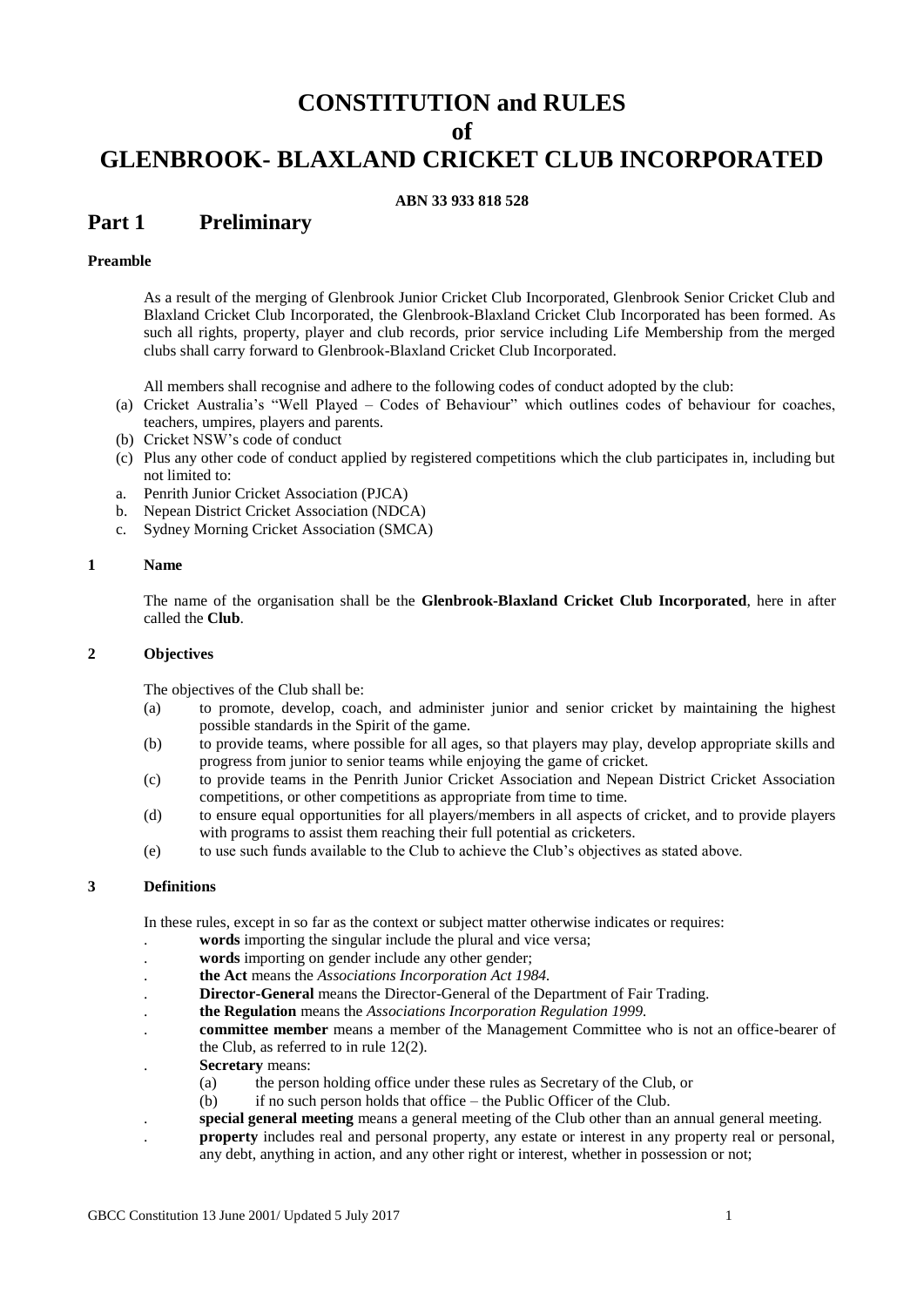# CONSTITUTION and RULES of GLENBROOK- BLAXLAND CRICKET CLUB INCORPORATED

**ABN 33 933 818 528**

## Part 1 Preliminary

**Preamble**

As a result of the merging of Glenbrook Junior Cricket Club Incorporated, Glenbrook Senior Cricket Club and Blaxland Cricket Club Incorporated, the Glenbrook-Blaxland Cricket Club Incorporated has been formed. As such all rights, property, player and club records, prior service including Life Membership from the merged clubs shall carry forward to Glenbrook-Blaxland Cricket Club Incorporated.

All members shall recognise and adhere to the following codes of conduct adopted by the club:

(a) Cricket Australia's "Well Played – Codes of Behaviour" which outlines codes of behaviour for coaches, teachers, umpires, players and parents.

(b) Cricket NSW's code of conduct

(c) Plus any other code of conduct applied by registered competitions which the club participates in, including but not limited to:

a. Penrith Junior Cricket Association (PJCA)

b. Nepean District Cricket Association (NDCA)

c. Sydney Morning Cricket Association (SMCA)

### 1 Name

The name of the organisation shall be the **Glenbrook-Blaxland Cricket Club Incorporated**, here in after called the **Club**.

### 2 Objectives

The objectives of the Club shall be:

(a) to promote, develop, coach, and administer junior and senior cricket by maintaining the highest possible standards in the Spirit of the game.

(b) to provide teams, where possible for all ages, so that players may play, develop appropriate skills and progress from junior to senior teams while enjoying the game of cricket.

(c) to provide teams in the Penrith Junior Cricket Association and Nepean District Cricket Association competitions, or other competitions as appropriate from time to time.

(d) to ensure equal opportunities for all players/members in all aspects of cricket, and to provide players with programs to assist them reaching their full potential as cricketers.

(e) to use such funds available to the Club to achieve the Club's objectives as stated above.

### 3 Definitions

In these rules, except in so far as the context or subject matter otherwise indicates or requires:

- **words** importing the singular include the plural and vice versa;
- **words** importing on gender include any other gender;
- **the Act** means the *Associations Incorporation Act 1984.*
- **Director-General** means the Director-General of the Department of Fair Trading.
- **the Regulation** means the *Associations Incorporation Regulation 1999.*
- **committee member** means a member of the Management Committee who is not an office-bearer of the Club, as referred to in rule 12(2).
- **Secretary** means:
  - (a) the person holding office under these rules as Secretary of the Club, or
  - (b) if no such person holds that office – the Public Officer of the Club.
- **special general meeting** means a general meeting of the Club other than an annual general meeting.
- **property** includes real and personal property, any estate or interest in any property real or personal, any debt, anything in action, and any other right or interest, whether in possession or not;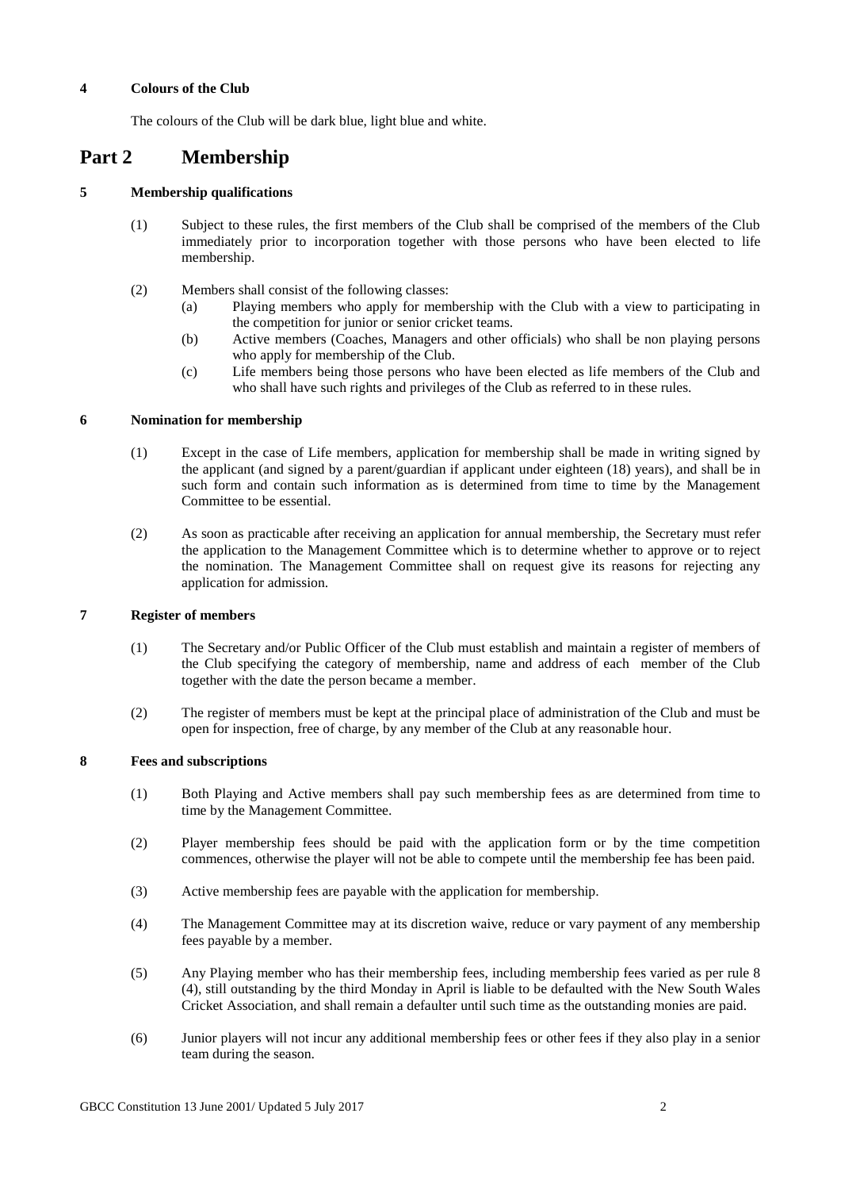**4 Colours of the Club**

The colours of the Club will be dark blue, light blue and white.

# Part 2 Membership

**5 Membership qualifications**

(1) Subject to these rules, the first members of the Club shall be comprised of the members of the Club immediately prior to incorporation together with those persons who have been elected to life membership.

(2) Members shall consist of the following classes:
  (a) Playing members who apply for membership with the Club with a view to participating in the competition for junior or senior cricket teams.
  (b) Active members (Coaches, Managers and other officials) who shall be non playing persons who apply for membership of the Club.
  (c) Life members being those persons who have been elected as life members of the Club and who shall have such rights and privileges of the Club as referred to in these rules.

**6 Nomination for membership**

(1) Except in the case of Life members, application for membership shall be made in writing signed by the applicant (and signed by a parent/guardian if applicant under eighteen (18) years), and shall be in such form and contain such information as is determined from time to time by the Management Committee to be essential.

(2) As soon as practicable after receiving an application for annual membership, the Secretary must refer the application to the Management Committee which is to determine whether to approve or to reject the nomination. The Management Committee shall on request give its reasons for rejecting any application for admission.

**7 Register of members**

(1) The Secretary and/or Public Officer of the Club must establish and maintain a register of members of the Club specifying the category of membership, name and address of each member of the Club together with the date the person became a member.

(2) The register of members must be kept at the principal place of administration of the Club and must be open for inspection, free of charge, by any member of the Club at any reasonable hour.

**8 Fees and subscriptions**

(1) Both Playing and Active members shall pay such membership fees as are determined from time to time by the Management Committee.

(2) Player membership fees should be paid with the application form or by the time competition commences, otherwise the player will not be able to compete until the membership fee has been paid.

(3) Active membership fees are payable with the application for membership.

(4) The Management Committee may at its discretion waive, reduce or vary payment of any membership fees payable by a member.

(5) Any Playing member who has their membership fees, including membership fees varied as per rule 8 (4), still outstanding by the third Monday in April is liable to be defaulted with the New South Wales Cricket Association, and shall remain a defaulter until such time as the outstanding monies are paid.

(6) Junior players will not incur any additional membership fees or other fees if they also play in a senior team during the season.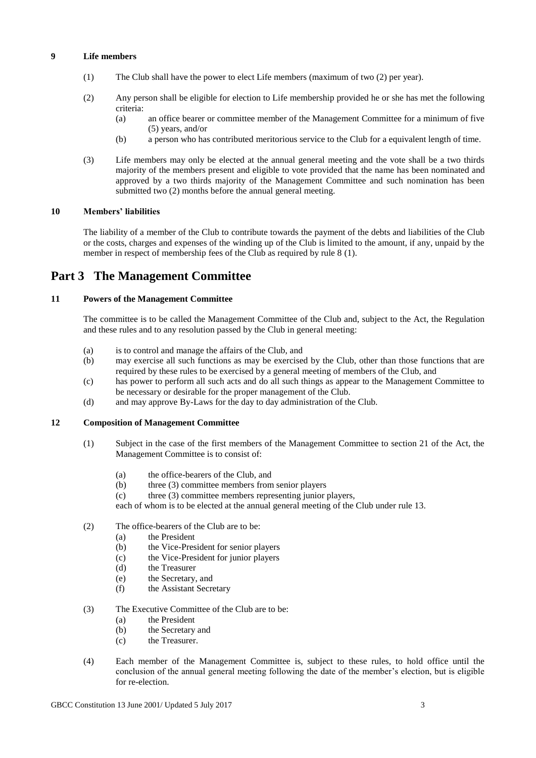**9 Life members**

(1) The Club shall have the power to elect Life members (maximum of two (2) per year).

(2) Any person shall be eligible for election to Life membership provided he or she has met the following criteria:

- (a) an office bearer or committee member of the Management Committee for a minimum of five (5) years, and/or
- (b) a person who has contributed meritorious service to the Club for a equivalent length of time.

(3) Life members may only be elected at the annual general meeting and the vote shall be a two thirds majority of the members present and eligible to vote provided that the name has been nominated and approved by a two thirds majority of the Management Committee and such nomination has been submitted two (2) months before the annual general meeting.

**10 Members' liabilities**

The liability of a member of the Club to contribute towards the payment of the debts and liabilities of the Club or the costs, charges and expenses of the winding up of the Club is limited to the amount, if any, unpaid by the member in respect of membership fees of the Club as required by rule 8 (1).

# Part 3 The Management Committee

**11 Powers of the Management Committee**

The committee is to be called the Management Committee of the Club and, subject to the Act, the Regulation and these rules and to any resolution passed by the Club in general meeting:

- (a) is to control and manage the affairs of the Club, and
- (b) may exercise all such functions as may be exercised by the Club, other than those functions that are required by these rules to be exercised by a general meeting of members of the Club, and
- (c) has power to perform all such acts and do all such things as appear to the Management Committee to be necessary or desirable for the proper management of the Club.
- (d) and may approve By-Laws for the day to day administration of the Club.

**12 Composition of Management Committee**

(1) Subject in the case of the first members of the Management Committee to section 21 of the Act, the Management Committee is to consist of:

- (a) the office-bearers of the Club, and
- (b) three (3) committee members from senior players
- (c) three (3) committee members representing junior players,

each of whom is to be elected at the annual general meeting of the Club under rule 13.

(2) The office-bearers of the Club are to be:

- (a) the President
- (b) the Vice-President for senior players
- (c) the Vice-President for junior players
- (d) the Treasurer
- (e) the Secretary, and
- (f) the Assistant Secretary

(3) The Executive Committee of the Club are to be:

- (a) the President
- (b) the Secretary and
- (c) the Treasurer.

(4) Each member of the Management Committee is, subject to these rules, to hold office until the conclusion of the annual general meeting following the date of the member's election, but is eligible for re-election.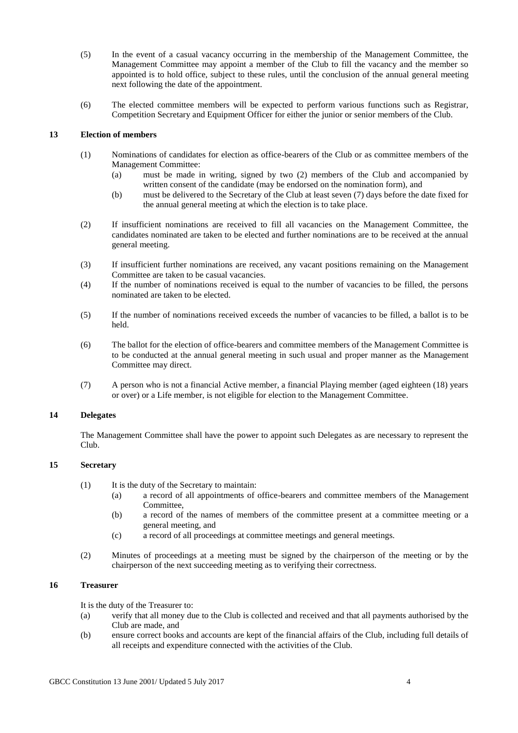(5) In the event of a casual vacancy occurring in the membership of the Management Committee, the Management Committee may appoint a member of the Club to fill the vacancy and the member so appointed is to hold office, subject to these rules, until the conclusion of the annual general meeting next following the date of the appointment.

(6) The elected committee members will be expected to perform various functions such as Registrar, Competition Secretary and Equipment Officer for either the junior or senior members of the Club.

## 13 Election of members

(1) Nominations of candidates for election as office-bearers of the Club or as committee members of the Management Committee:

- (a) must be made in writing, signed by two (2) members of the Club and accompanied by written consent of the candidate (may be endorsed on the nomination form), and
- (b) must be delivered to the Secretary of the Club at least seven (7) days before the date fixed for the annual general meeting at which the election is to take place.

(2) If insufficient nominations are received to fill all vacancies on the Management Committee, the candidates nominated are taken to be elected and further nominations are to be received at the annual general meeting.

(3) If insufficient further nominations are received, any vacant positions remaining on the Management Committee are taken to be casual vacancies.

(4) If the number of nominations received is equal to the number of vacancies to be filled, the persons nominated are taken to be elected.

(5) If the number of nominations received exceeds the number of vacancies to be filled, a ballot is to be held.

(6) The ballot for the election of office-bearers and committee members of the Management Committee is to be conducted at the annual general meeting in such usual and proper manner as the Management Committee may direct.

(7) A person who is not a financial Active member, a financial Playing member (aged eighteen (18) years or over) or a Life member, is not eligible for election to the Management Committee.

## 14 Delegates

The Management Committee shall have the power to appoint such Delegates as are necessary to represent the Club.

## 15 Secretary

(1) It is the duty of the Secretary to maintain:

- (a) a record of all appointments of office-bearers and committee members of the Management Committee,
- (b) a record of the names of members of the committee present at a committee meeting or a general meeting, and
- (c) a record of all proceedings at committee meetings and general meetings.

(2) Minutes of proceedings at a meeting must be signed by the chairperson of the meeting or by the chairperson of the next succeeding meeting as to verifying their correctness.

## 16 Treasurer

It is the duty of the Treasurer to:

- (a) verify that all money due to the Club is collected and received and that all payments authorised by the Club are made, and
- (b) ensure correct books and accounts are kept of the financial affairs of the Club, including full details of all receipts and expenditure connected with the activities of the Club.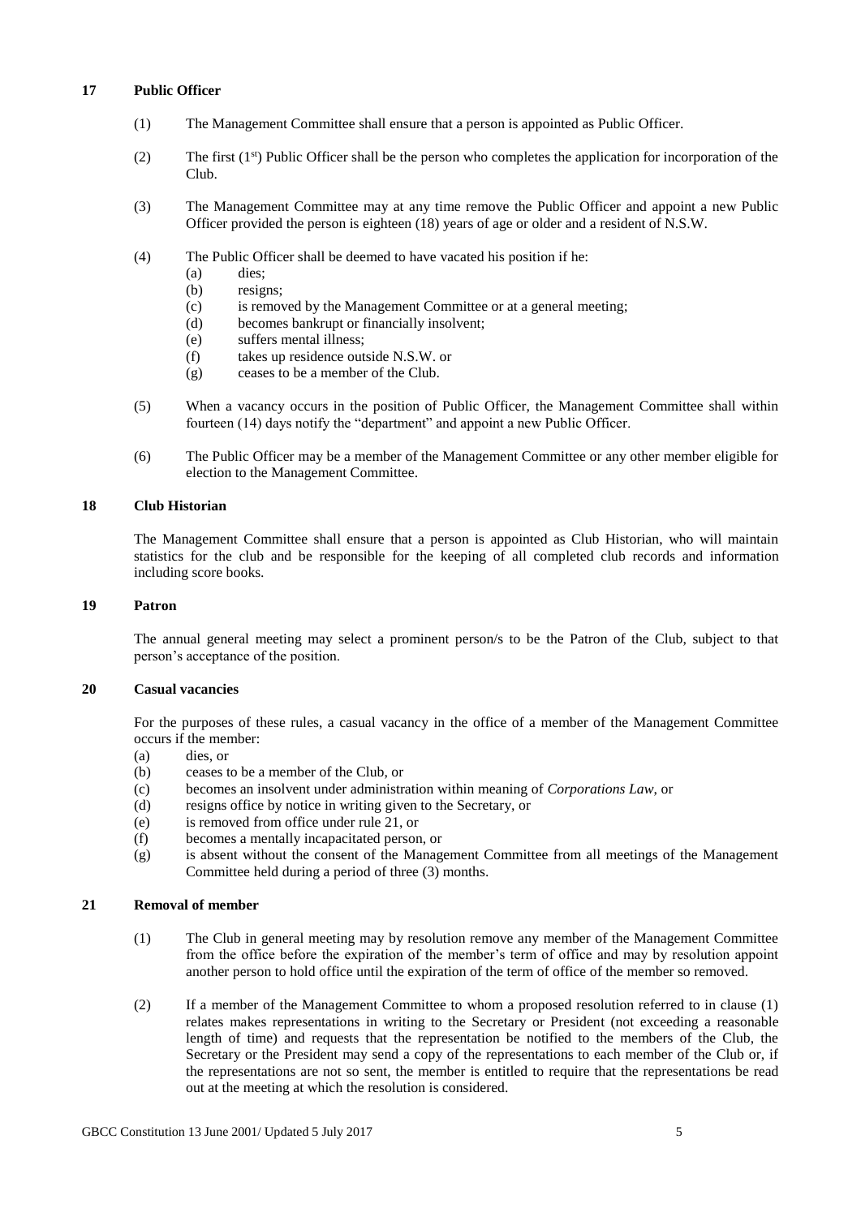## 17 Public Officer

(1) The Management Committee shall ensure that a person is appointed as Public Officer.

(2) The first (1st) Public Officer shall be the person who completes the application for incorporation of the Club.

(3) The Management Committee may at any time remove the Public Officer and appoint a new Public Officer provided the person is eighteen (18) years of age or older and a resident of N.S.W.

(4) The Public Officer shall be deemed to have vacated his position if he:

- (a) dies;
- (b) resigns;
- (c) is removed by the Management Committee or at a general meeting;
- (d) becomes bankrupt or financially insolvent;
- (e) suffers mental illness;
- (f) takes up residence outside N.S.W. or
- (g) ceases to be a member of the Club.

(5) When a vacancy occurs in the position of Public Officer, the Management Committee shall within fourteen (14) days notify the "department" and appoint a new Public Officer.

(6) The Public Officer may be a member of the Management Committee or any other member eligible for election to the Management Committee.

## 18 Club Historian

The Management Committee shall ensure that a person is appointed as Club Historian, who will maintain statistics for the club and be responsible for the keeping of all completed club records and information including score books.

## 19 Patron

The annual general meeting may select a prominent person/s to be the Patron of the Club, subject to that person's acceptance of the position.

## 20 Casual vacancies

For the purposes of these rules, a casual vacancy in the office of a member of the Management Committee occurs if the member:

- (a) dies, or
- (b) ceases to be a member of the Club, or
- (c) becomes an insolvent under administration within meaning of *Corporations Law*, or
- (d) resigns office by notice in writing given to the Secretary, or
- (e) is removed from office under rule 21, or
- (f) becomes a mentally incapacitated person, or
- (g) is absent without the consent of the Management Committee from all meetings of the Management Committee held during a period of three (3) months.

## 21 Removal of member

(1) The Club in general meeting may by resolution remove any member of the Management Committee from the office before the expiration of the member's term of office and may by resolution appoint another person to hold office until the expiration of the term of office of the member so removed.

(2) If a member of the Management Committee to whom a proposed resolution referred to in clause (1) relates makes representations in writing to the Secretary or President (not exceeding a reasonable length of time) and requests that the representation be notified to the members of the Club, the Secretary or the President may send a copy of the representations to each member of the Club or, if the representations are not so sent, the member is entitled to require that the representations be read out at the meeting at which the resolution is considered.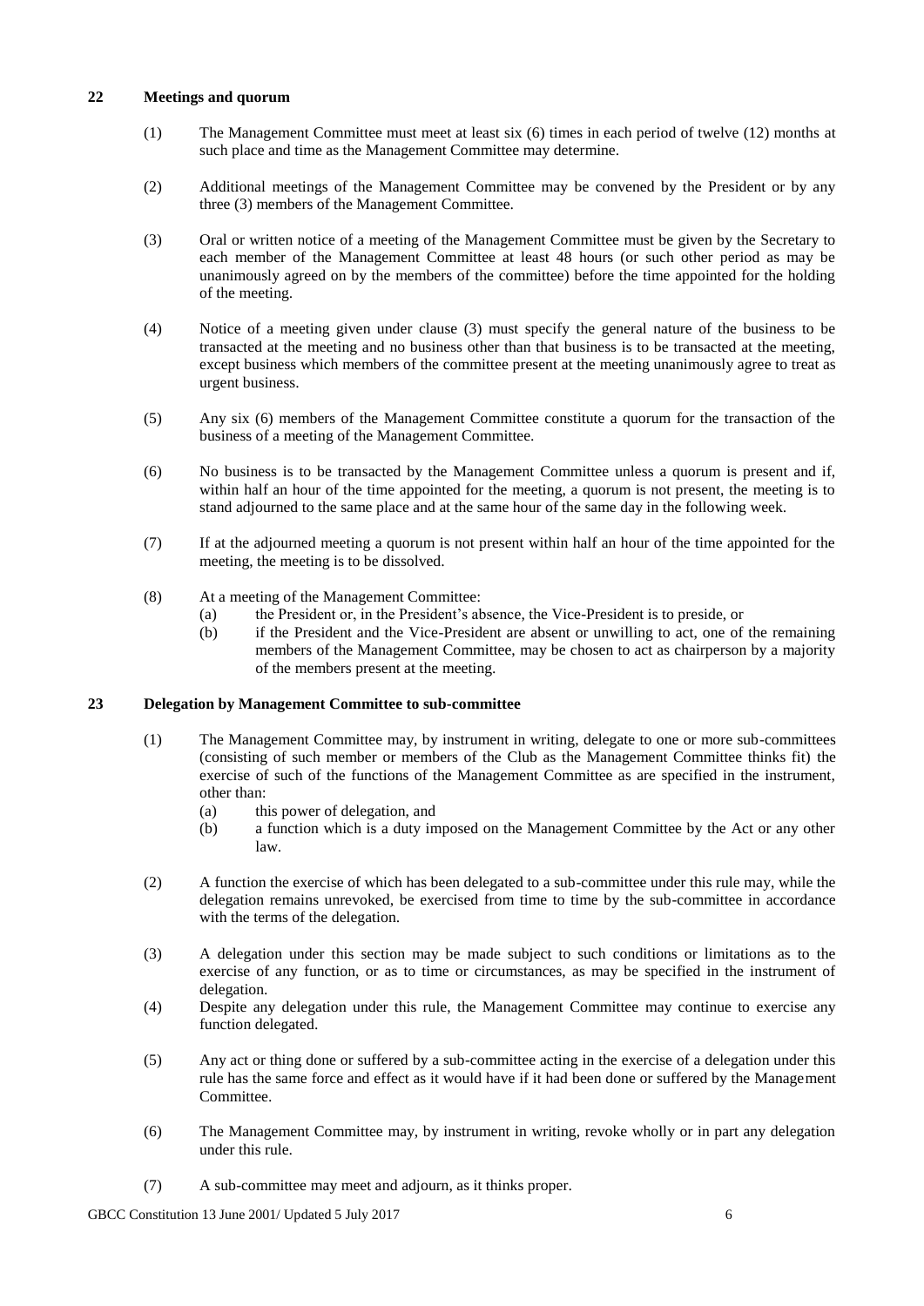## 22 Meetings and quorum

(1) The Management Committee must meet at least six (6) times in each period of twelve (12) months at such place and time as the Management Committee may determine.

(2) Additional meetings of the Management Committee may be convened by the President or by any three (3) members of the Management Committee.

(3) Oral or written notice of a meeting of the Management Committee must be given by the Secretary to each member of the Management Committee at least 48 hours (or such other period as may be unanimously agreed on by the members of the committee) before the time appointed for the holding of the meeting.

(4) Notice of a meeting given under clause (3) must specify the general nature of the business to be transacted at the meeting and no business other than that business is to be transacted at the meeting, except business which members of the committee present at the meeting unanimously agree to treat as urgent business.

(5) Any six (6) members of the Management Committee constitute a quorum for the transaction of the business of a meeting of the Management Committee.

(6) No business is to be transacted by the Management Committee unless a quorum is present and if, within half an hour of the time appointed for the meeting, a quorum is not present, the meeting is to stand adjourned to the same place and at the same hour of the same day in the following week.

(7) If at the adjourned meeting a quorum is not present within half an hour of the time appointed for the meeting, the meeting is to be dissolved.

(8) At a meeting of the Management Committee:
- (a) the President or, in the President's absence, the Vice-President is to preside, or
- (b) if the President and the Vice-President are absent or unwilling to act, one of the remaining members of the Management Committee, may be chosen to act as chairperson by a majority of the members present at the meeting.

## 23 Delegation by Management Committee to sub-committee

(1) The Management Committee may, by instrument in writing, delegate to one or more sub-committees (consisting of such member or members of the Club as the Management Committee thinks fit) the exercise of such of the functions of the Management Committee as are specified in the instrument, other than:
- (a) this power of delegation, and
- (b) a function which is a duty imposed on the Management Committee by the Act or any other law.

(2) A function the exercise of which has been delegated to a sub-committee under this rule may, while the delegation remains unrevoked, be exercised from time to time by the sub-committee in accordance with the terms of the delegation.

(3) A delegation under this section may be made subject to such conditions or limitations as to the exercise of any function, or as to time or circumstances, as may be specified in the instrument of delegation.

(4) Despite any delegation under this rule, the Management Committee may continue to exercise any function delegated.

(5) Any act or thing done or suffered by a sub-committee acting in the exercise of a delegation under this rule has the same force and effect as it would have if it had been done or suffered by the Management Committee.

(6) The Management Committee may, by instrument in writing, revoke wholly or in part any delegation under this rule.

(7) A sub-committee may meet and adjourn, as it thinks proper.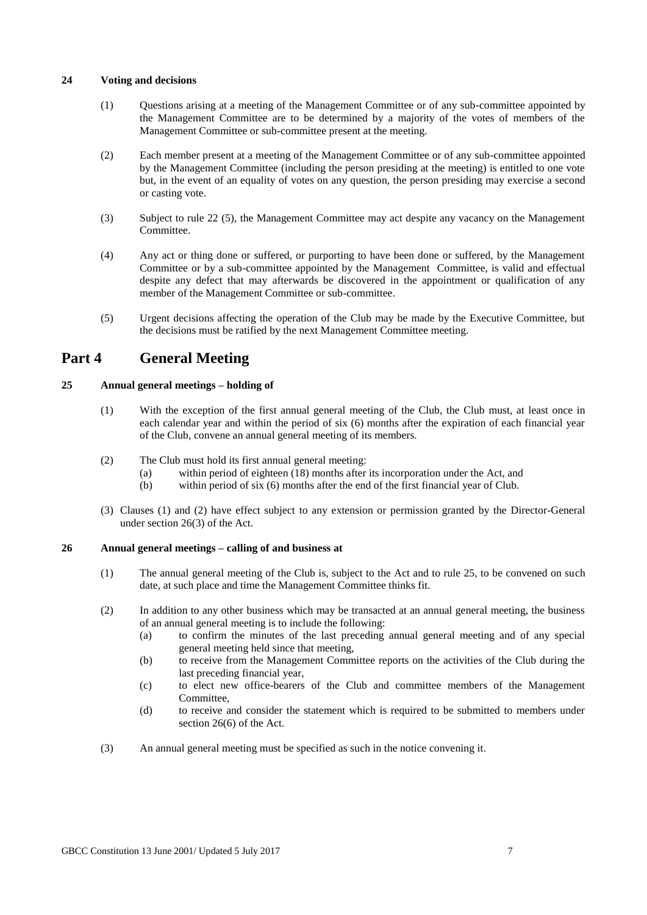### 24 Voting and decisions

(1) Questions arising at a meeting of the Management Committee or of any sub-committee appointed by the Management Committee are to be determined by a majority of the votes of members of the Management Committee or sub-committee present at the meeting.

(2) Each member present at a meeting of the Management Committee or of any sub-committee appointed by the Management Committee (including the person presiding at the meeting) is entitled to one vote but, in the event of an equality of votes on any question, the person presiding may exercise a second or casting vote.

(3) Subject to rule 22 (5), the Management Committee may act despite any vacancy on the Management Committee.

(4) Any act or thing done or suffered, or purporting to have been done or suffered, by the Management Committee or by a sub-committee appointed by the Management Committee, is valid and effectual despite any defect that may afterwards be discovered in the appointment or qualification of any member of the Management Committee or sub-committee.

(5) Urgent decisions affecting the operation of the Club may be made by the Executive Committee, but the decisions must be ratified by the next Management Committee meeting.

## Part 4 General Meeting

### 25 Annual general meetings – holding of

(1) With the exception of the first annual general meeting of the Club, the Club must, at least once in each calendar year and within the period of six (6) months after the expiration of each financial year of the Club, convene an annual general meeting of its members.

(2) The Club must hold its first annual general meeting:
- (a) within period of eighteen (18) months after its incorporation under the Act, and
- (b) within period of six (6) months after the end of the first financial year of Club.

(3) Clauses (1) and (2) have effect subject to any extension or permission granted by the Director-General under section 26(3) of the Act.

### 26 Annual general meetings – calling of and business at

(1) The annual general meeting of the Club is, subject to the Act and to rule 25, to be convened on such date, at such place and time the Management Committee thinks fit.

(2) In addition to any other business which may be transacted at an annual general meeting, the business of an annual general meeting is to include the following:
- (a) to confirm the minutes of the last preceding annual general meeting and of any special general meeting held since that meeting,
- (b) to receive from the Management Committee reports on the activities of the Club during the last preceding financial year,
- (c) to elect new office-bearers of the Club and committee members of the Management Committee,
- (d) to receive and consider the statement which is required to be submitted to members under section 26(6) of the Act.

(3) An annual general meeting must be specified as such in the notice convening it.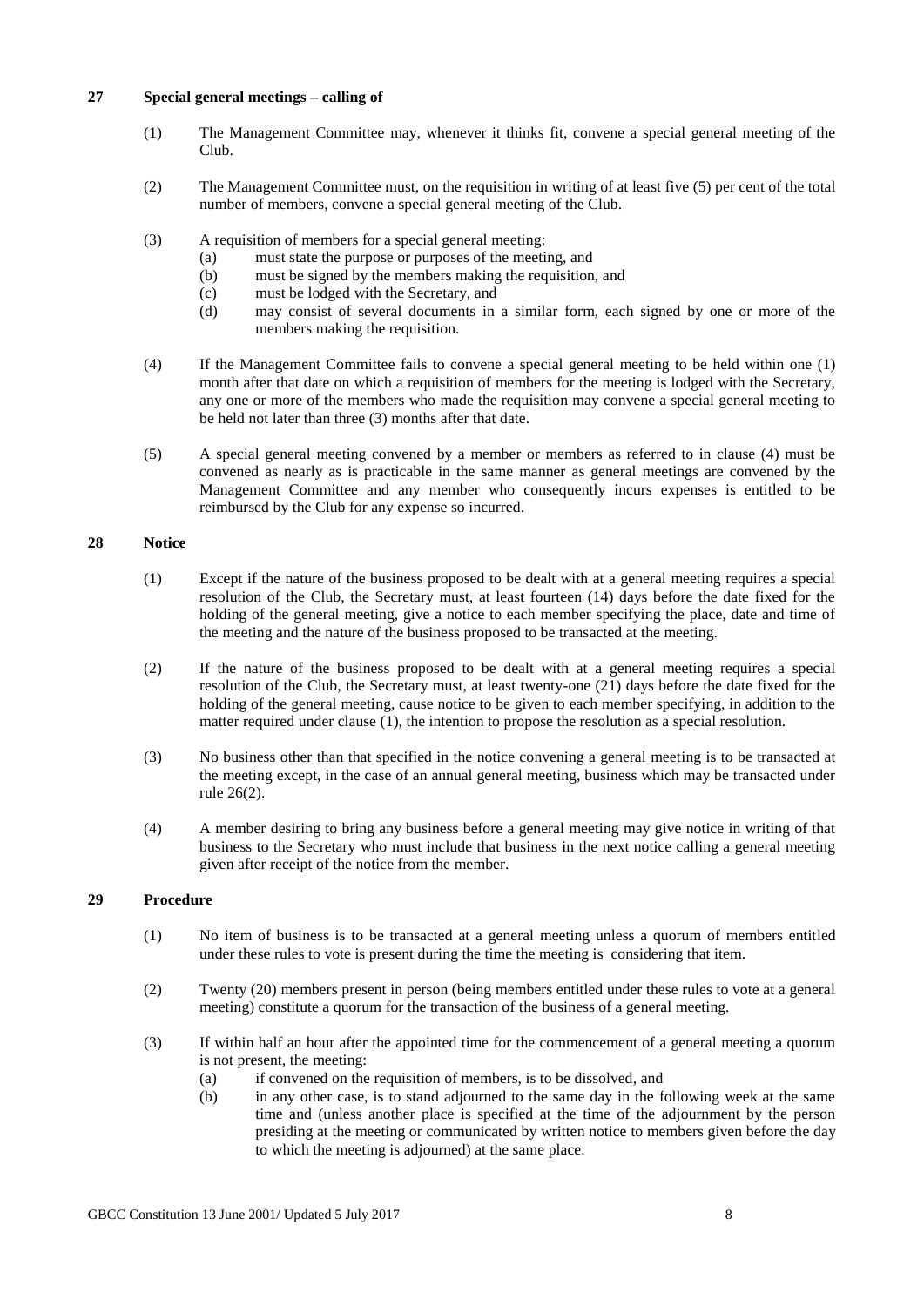## 27 Special general meetings – calling of

(1) The Management Committee may, whenever it thinks fit, convene a special general meeting of the Club.

(2) The Management Committee must, on the requisition in writing of at least five (5) per cent of the total number of members, convene a special general meeting of the Club.

(3) A requisition of members for a special general meeting:
 (a) must state the purpose or purposes of the meeting, and
 (b) must be signed by the members making the requisition, and
 (c) must be lodged with the Secretary, and
 (d) may consist of several documents in a similar form, each signed by one or more of the members making the requisition.

(4) If the Management Committee fails to convene a special general meeting to be held within one (1) month after that date on which a requisition of members for the meeting is lodged with the Secretary, any one or more of the members who made the requisition may convene a special general meeting to be held not later than three (3) months after that date.

(5) A special general meeting convened by a member or members as referred to in clause (4) must be convened as nearly as is practicable in the same manner as general meetings are convened by the Management Committee and any member who consequently incurs expenses is entitled to be reimbursed by the Club for any expense so incurred.

## 28 Notice

(1) Except if the nature of the business proposed to be dealt with at a general meeting requires a special resolution of the Club, the Secretary must, at least fourteen (14) days before the date fixed for the holding of the general meeting, give a notice to each member specifying the place, date and time of the meeting and the nature of the business proposed to be transacted at the meeting.

(2) If the nature of the business proposed to be dealt with at a general meeting requires a special resolution of the Club, the Secretary must, at least twenty-one (21) days before the date fixed for the holding of the general meeting, cause notice to be given to each member specifying, in addition to the matter required under clause (1), the intention to propose the resolution as a special resolution.

(3) No business other than that specified in the notice convening a general meeting is to be transacted at the meeting except, in the case of an annual general meeting, business which may be transacted under rule 26(2).

(4) A member desiring to bring any business before a general meeting may give notice in writing of that business to the Secretary who must include that business in the next notice calling a general meeting given after receipt of the notice from the member.

## 29 Procedure

(1) No item of business is to be transacted at a general meeting unless a quorum of members entitled under these rules to vote is present during the time the meeting is considering that item.

(2) Twenty (20) members present in person (being members entitled under these rules to vote at a general meeting) constitute a quorum for the transaction of the business of a general meeting.

(3) If within half an hour after the appointed time for the commencement of a general meeting a quorum is not present, the meeting:
 (a) if convened on the requisition of members, is to be dissolved, and
 (b) in any other case, is to stand adjourned to the same day in the following week at the same time and (unless another place is specified at the time of the adjournment by the person presiding at the meeting or communicated by written notice to members given before the day to which the meeting is adjourned) at the same place.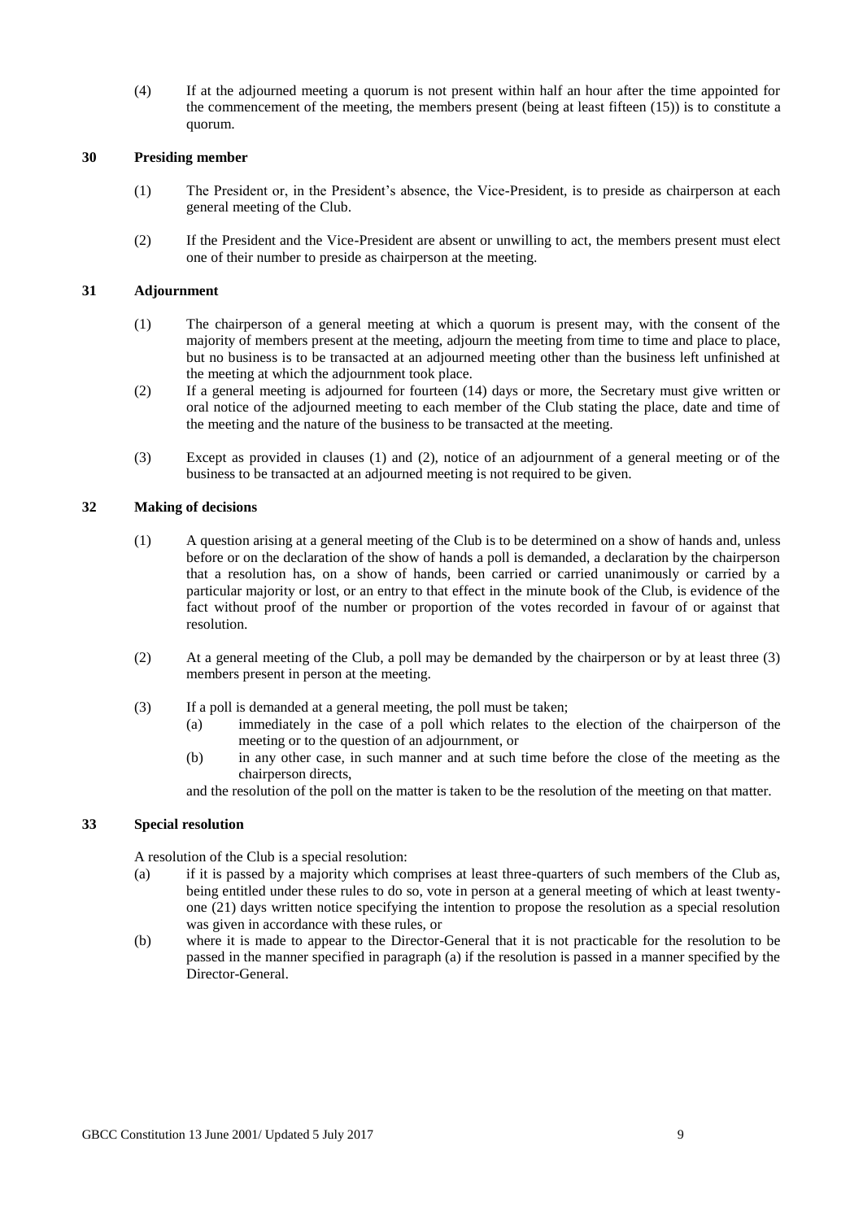(4) If at the adjourned meeting a quorum is not present within half an hour after the time appointed for the commencement of the meeting, the members present (being at least fifteen (15)) is to constitute a quorum.

## 30 Presiding member

(1) The President or, in the President's absence, the Vice-President, is to preside as chairperson at each general meeting of the Club.

(2) If the President and the Vice-President are absent or unwilling to act, the members present must elect one of their number to preside as chairperson at the meeting.

## 31 Adjournment

(1) The chairperson of a general meeting at which a quorum is present may, with the consent of the majority of members present at the meeting, adjourn the meeting from time to time and place to place, but no business is to be transacted at an adjourned meeting other than the business left unfinished at the meeting at which the adjournment took place.

(2) If a general meeting is adjourned for fourteen (14) days or more, the Secretary must give written or oral notice of the adjourned meeting to each member of the Club stating the place, date and time of the meeting and the nature of the business to be transacted at the meeting.

(3) Except as provided in clauses (1) and (2), notice of an adjournment of a general meeting or of the business to be transacted at an adjourned meeting is not required to be given.

## 32 Making of decisions

(1) A question arising at a general meeting of the Club is to be determined on a show of hands and, unless before or on the declaration of the show of hands a poll is demanded, a declaration by the chairperson that a resolution has, on a show of hands, been carried or carried unanimously or carried by a particular majority or lost, or an entry to that effect in the minute book of the Club, is evidence of the fact without proof of the number or proportion of the votes recorded in favour of or against that resolution.

(2) At a general meeting of the Club, a poll may be demanded by the chairperson or by at least three (3) members present in person at the meeting.

(3) If a poll is demanded at a general meeting, the poll must be taken;

   (a) immediately in the case of a poll which relates to the election of the chairperson of the meeting or to the question of an adjournment, or

   (b) in any other case, in such manner and at such time before the close of the meeting as the chairperson directs,

and the resolution of the poll on the matter is taken to be the resolution of the meeting on that matter.

## 33 Special resolution

A resolution of the Club is a special resolution:

(a) if it is passed by a majority which comprises at least three-quarters of such members of the Club as, being entitled under these rules to do so, vote in person at a general meeting of which at least twenty-one (21) days written notice specifying the intention to propose the resolution as a special resolution was given in accordance with these rules, or

(b) where it is made to appear to the Director-General that it is not practicable for the resolution to be passed in the manner specified in paragraph (a) if the resolution is passed in a manner specified by the Director-General.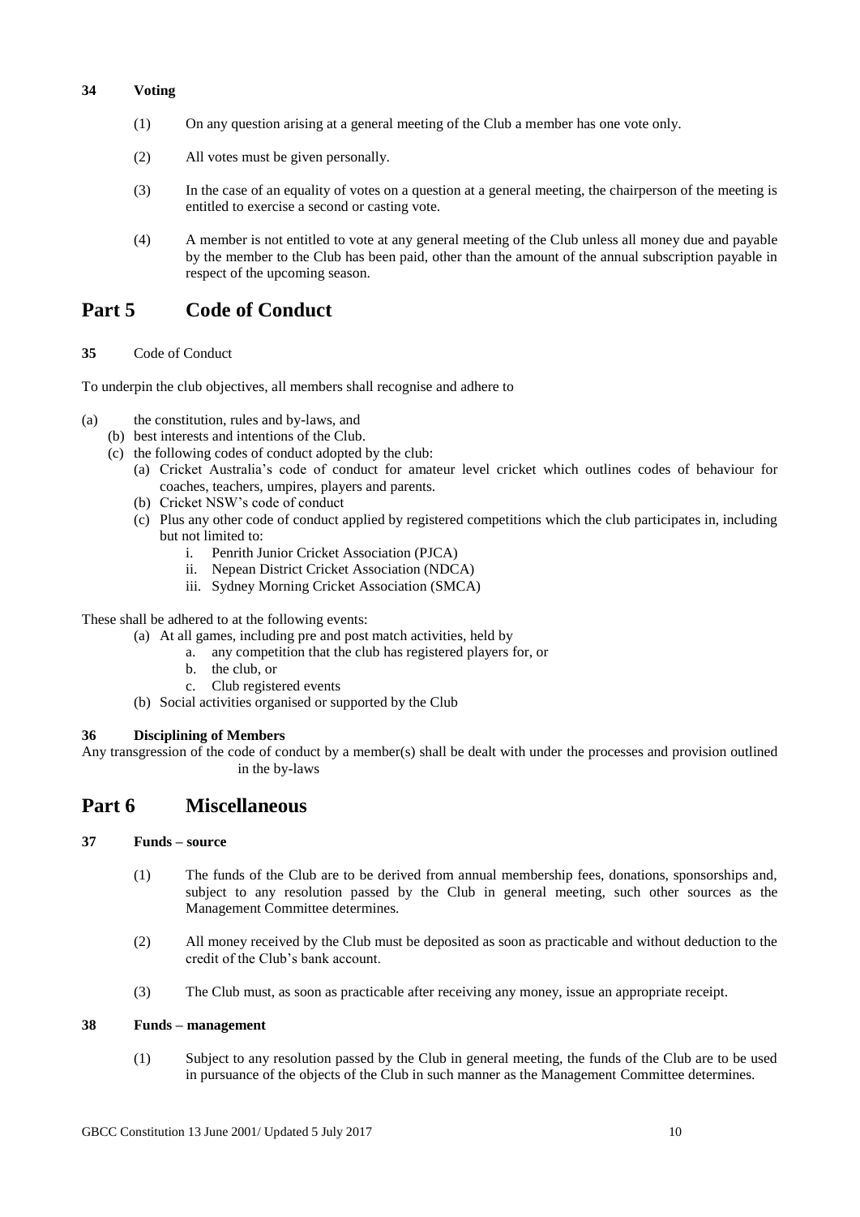**34 Voting**

(1) On any question arising at a general meeting of the Club a member has one vote only.

(2) All votes must be given personally.

(3) In the case of an equality of votes on a question at a general meeting, the chairperson of the meeting is entitled to exercise a second or casting vote.

(4) A member is not entitled to vote at any general meeting of the Club unless all money due and payable by the member to the Club has been paid, other than the amount of the annual subscription payable in respect of the upcoming season.

# Part 5 Code of Conduct

**35** Code of Conduct

To underpin the club objectives, all members shall recognise and adhere to

(a) the constitution, rules and by-laws, and

(b) best interests and intentions of the Club.

(c) the following codes of conduct adopted by the club:

- (a) Cricket Australia's code of conduct for amateur level cricket which outlines codes of behaviour for coaches, teachers, umpires, players and parents.
- (b) Cricket NSW's code of conduct
- (c) Plus any other code of conduct applied by registered competitions which the club participates in, including but not limited to:
  - i. Penrith Junior Cricket Association (PJCA)
  - ii. Nepean District Cricket Association (NDCA)
  - iii. Sydney Morning Cricket Association (SMCA)

These shall be adhered to at the following events:

- (a) At all games, including pre and post match activities, held by
  - a. any competition that the club has registered players for, or
  - b. the club, or
  - c. Club registered events
- (b) Social activities organised or supported by the Club

**36 Disciplining of Members**

Any transgression of the code of conduct by a member(s) shall be dealt with under the processes and provision outlined in the by-laws

# Part 6 Miscellaneous

**37 Funds – source**

(1) The funds of the Club are to be derived from annual membership fees, donations, sponsorships and, subject to any resolution passed by the Club in general meeting, such other sources as the Management Committee determines.

(2) All money received by the Club must be deposited as soon as practicable and without deduction to the credit of the Club's bank account.

(3) The Club must, as soon as practicable after receiving any money, issue an appropriate receipt.

**38 Funds – management**

(1) Subject to any resolution passed by the Club in general meeting, the funds of the Club are to be used in pursuance of the objects of the Club in such manner as the Management Committee determines.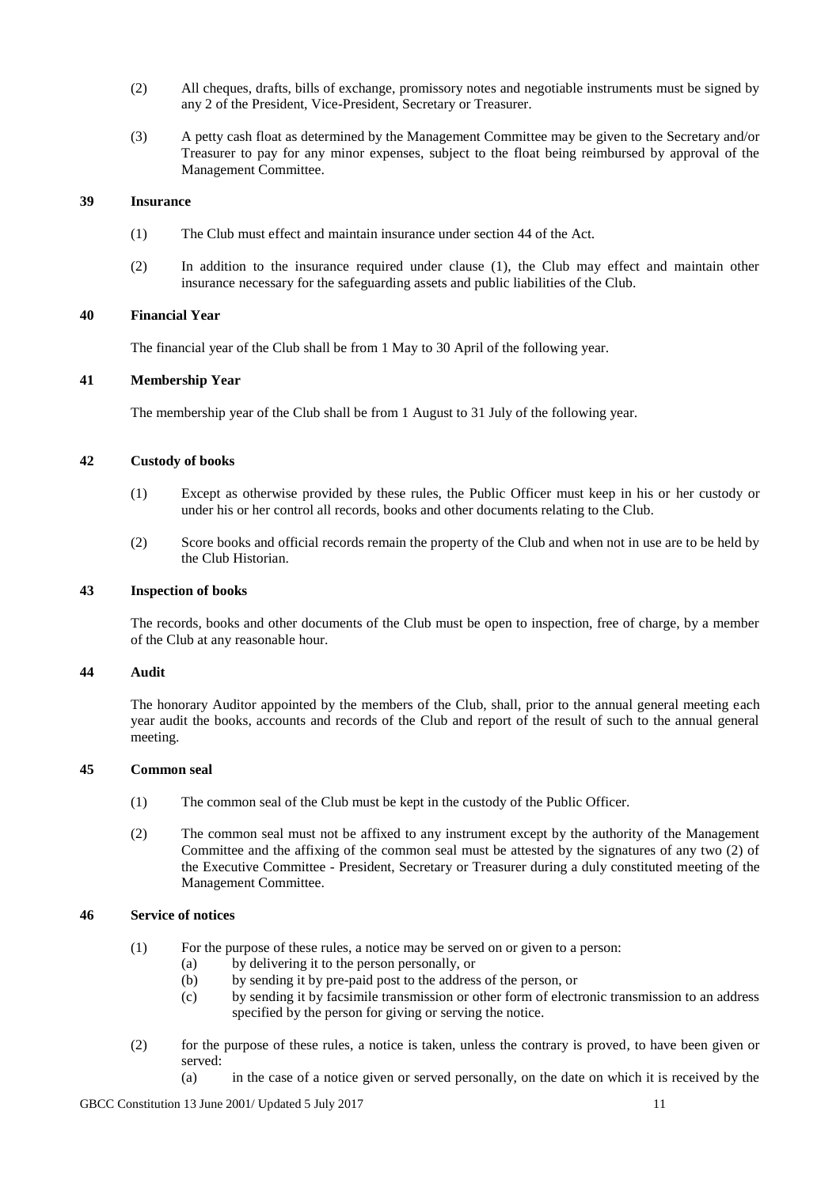(2) All cheques, drafts, bills of exchange, promissory notes and negotiable instruments must be signed by any 2 of the President, Vice-President, Secretary or Treasurer.

(3) A petty cash float as determined by the Management Committee may be given to the Secretary and/or Treasurer to pay for any minor expenses, subject to the float being reimbursed by approval of the Management Committee.

**39 Insurance**

(1) The Club must effect and maintain insurance under section 44 of the Act.

(2) In addition to the insurance required under clause (1), the Club may effect and maintain other insurance necessary for the safeguarding assets and public liabilities of the Club.

**40 Financial Year**

The financial year of the Club shall be from 1 May to 30 April of the following year.

**41 Membership Year**

The membership year of the Club shall be from 1 August to 31 July of the following year.

**42 Custody of books**

(1) Except as otherwise provided by these rules, the Public Officer must keep in his or her custody or under his or her control all records, books and other documents relating to the Club.

(2) Score books and official records remain the property of the Club and when not in use are to be held by the Club Historian.

**43 Inspection of books**

The records, books and other documents of the Club must be open to inspection, free of charge, by a member of the Club at any reasonable hour.

**44 Audit**

The honorary Auditor appointed by the members of the Club, shall, prior to the annual general meeting each year audit the books, accounts and records of the Club and report of the result of such to the annual general meeting.

**45 Common seal**

(1) The common seal of the Club must be kept in the custody of the Public Officer.

(2) The common seal must not be affixed to any instrument except by the authority of the Management Committee and the affixing of the common seal must be attested by the signatures of any two (2) of the Executive Committee - President, Secretary or Treasurer during a duly constituted meeting of the Management Committee.

**46 Service of notices**

(1) For the purpose of these rules, a notice may be served on or given to a person:
   - (a) by delivering it to the person personally, or
   - (b) by sending it by pre-paid post to the address of the person, or
   - (c) by sending it by facsimile transmission or other form of electronic transmission to an address specified by the person for giving or serving the notice.

(2) for the purpose of these rules, a notice is taken, unless the contrary is proved, to have been given or served:
   - (a) in the case of a notice given or served personally, on the date on which it is received by the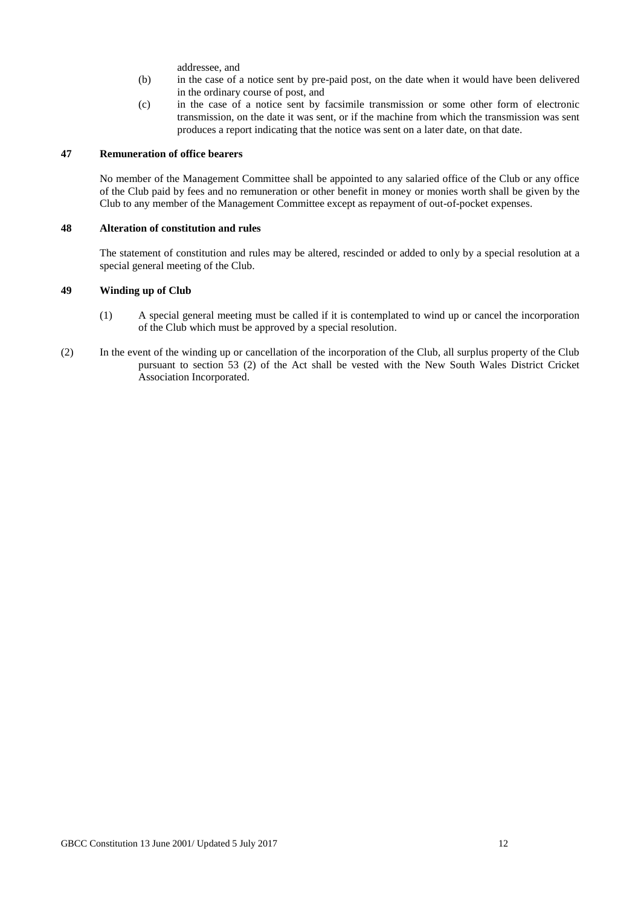addressee, and

(b) in the case of a notice sent by pre-paid post, on the date when it would have been delivered in the ordinary course of post, and

(c) in the case of a notice sent by facsimile transmission or some other form of electronic transmission, on the date it was sent, or if the machine from which the transmission was sent produces a report indicating that the notice was sent on a later date, on that date.

### 47 Remuneration of office bearers

No member of the Management Committee shall be appointed to any salaried office of the Club or any office of the Club paid by fees and no remuneration or other benefit in money or monies worth shall be given by the Club to any member of the Management Committee except as repayment of out-of-pocket expenses.

### 48 Alteration of constitution and rules

The statement of constitution and rules may be altered, rescinded or added to only by a special resolution at a special general meeting of the Club.

### 49 Winding up of Club

(1) A special general meeting must be called if it is contemplated to wind up or cancel the incorporation of the Club which must be approved by a special resolution.

(2) In the event of the winding up or cancellation of the incorporation of the Club, all surplus property of the Club pursuant to section 53 (2) of the Act shall be vested with the New South Wales District Cricket Association Incorporated.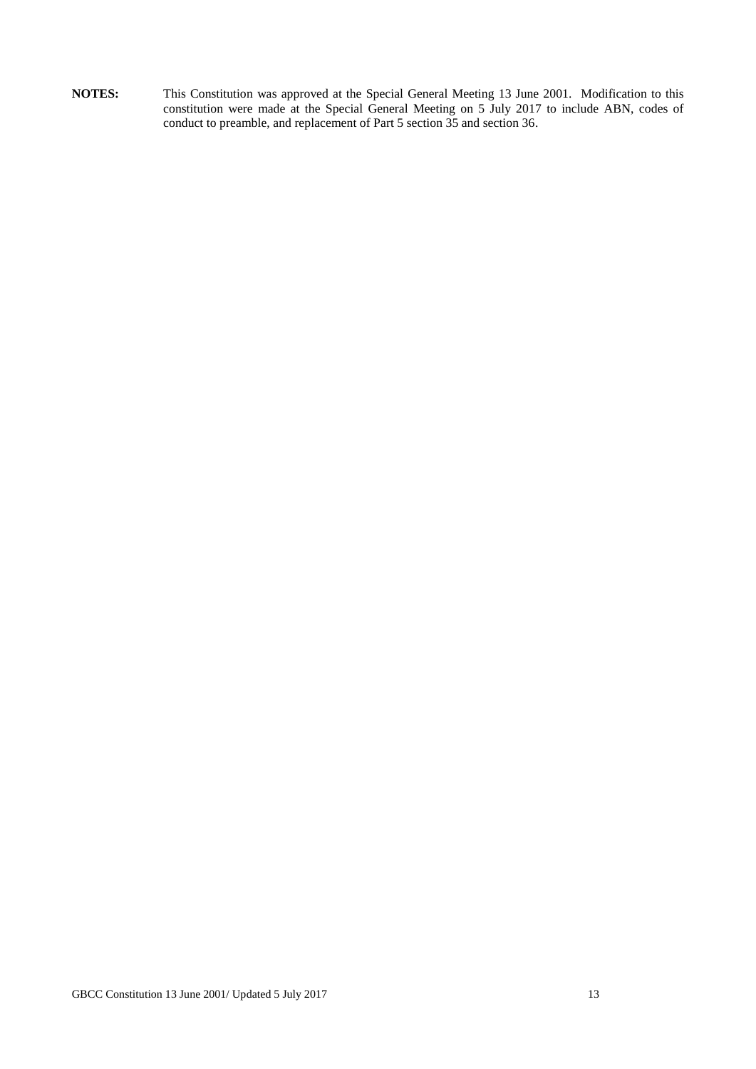**NOTES:** This Constitution was approved at the Special General Meeting 13 June 2001. Modification to this constitution were made at the Special General Meeting on 5 July 2017 to include ABN, codes of conduct to preamble, and replacement of Part 5 section 35 and section 36.